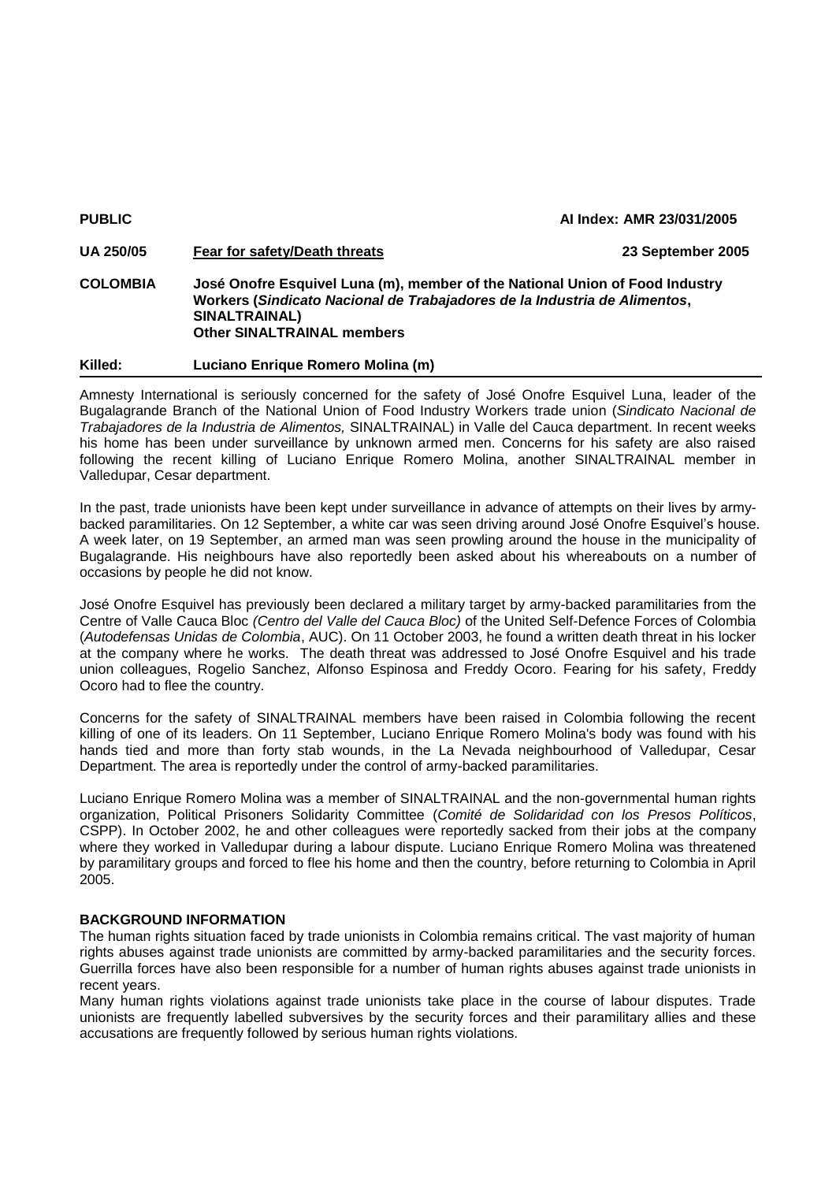**PUBLIC** **AI Index: AMR 23/031/2005**

**UA 250/05** **Fear for safety/Death threats** **23 September 2005**

**COLOMBIA** **José Onofre Esquivel Luna (m), member of the National Union of Food Industry Workers (*Sindicato Nacional de Trabajadores de la Industria de Alimentos*, SINALTRAINAL)**
**Other SINALTRAINAL members**

**Killed:** **Luciano Enrique Romero Molina (m)**

Amnesty International is seriously concerned for the safety of José Onofre Esquivel Luna, leader of the Bugalagrande Branch of the National Union of Food Industry Workers trade union (*Sindicato Nacional de Trabajadores de la Industria de Alimentos,* SINALTRAINAL) in Valle del Cauca department. In recent weeks his home has been under surveillance by unknown armed men. Concerns for his safety are also raised following the recent killing of Luciano Enrique Romero Molina, another SINALTRAINAL member in Valledupar, Cesar department.

In the past, trade unionists have been kept under surveillance in advance of attempts on their lives by army-backed paramilitaries. On 12 September, a white car was seen driving around José Onofre Esquivel's house. A week later, on 19 September, an armed man was seen prowling around the house in the municipality of Bugalagrande. His neighbours have also reportedly been asked about his whereabouts on a number of occasions by people he did not know.

José Onofre Esquivel has previously been declared a military target by army-backed paramilitaries from the Centre of Valle Cauca Bloc *(Centro del Valle del Cauca Bloc)* of the United Self-Defence Forces of Colombia (*Autodefensas Unidas de Colombia*, AUC). On 11 October 2003, he found a written death threat in his locker at the company where he works. The death threat was addressed to José Onofre Esquivel and his trade union colleagues, Rogelio Sanchez, Alfonso Espinosa and Freddy Ocoro. Fearing for his safety, Freddy Ocoro had to flee the country.

Concerns for the safety of SINALTRAINAL members have been raised in Colombia following the recent killing of one of its leaders. On 11 September, Luciano Enrique Romero Molina's body was found with his hands tied and more than forty stab wounds, in the La Nevada neighbourhood of Valledupar, Cesar Department. The area is reportedly under the control of army-backed paramilitaries.

Luciano Enrique Romero Molina was a member of SINALTRAINAL and the non-governmental human rights organization, Political Prisoners Solidarity Committee (*Comité de Solidaridad con los Presos Políticos*, CSPP). In October 2002, he and other colleagues were reportedly sacked from their jobs at the company where they worked in Valledupar during a labour dispute. Luciano Enrique Romero Molina was threatened by paramilitary groups and forced to flee his home and then the country, before returning to Colombia in April 2005.

## BACKGROUND INFORMATION

The human rights situation faced by trade unionists in Colombia remains critical. The vast majority of human rights abuses against trade unionists are committed by army-backed paramilitaries and the security forces. Guerrilla forces have also been responsible for a number of human rights abuses against trade unionists in recent years.

Many human rights violations against trade unionists take place in the course of labour disputes. Trade unionists are frequently labelled subversives by the security forces and their paramilitary allies and these accusations are frequently followed by serious human rights violations.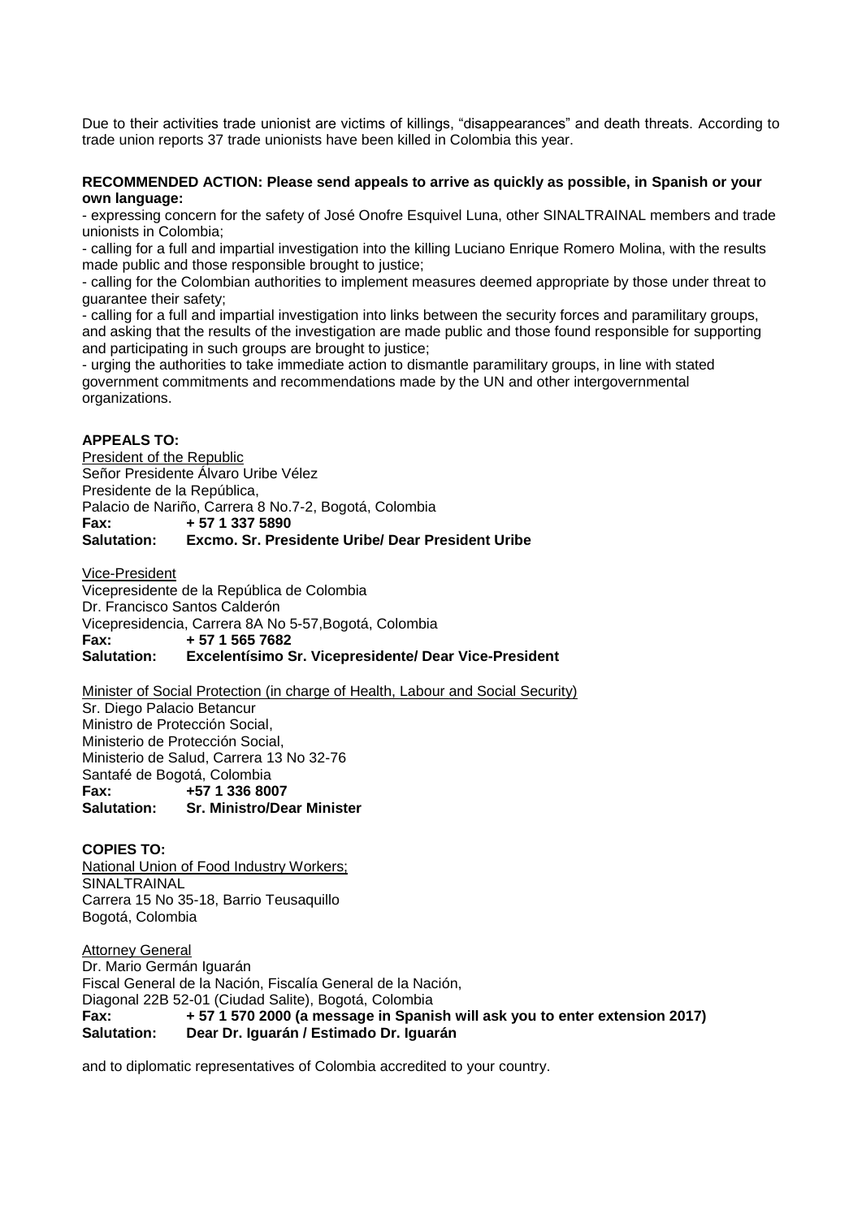Due to their activities trade unionist are victims of killings, "disappearances" and death threats. According to trade union reports 37 trade unionists have been killed in Colombia this year.

**RECOMMENDED ACTION: Please send appeals to arrive as quickly as possible, in Spanish or your own language:**

- expressing concern for the safety of José Onofre Esquivel Luna, other SINALTRAINAL members and trade unionists in Colombia;
- calling for a full and impartial investigation into the killing Luciano Enrique Romero Molina, with the results made public and those responsible brought to justice;
- calling for the Colombian authorities to implement measures deemed appropriate by those under threat to guarantee their safety;
- calling for a full and impartial investigation into links between the security forces and paramilitary groups, and asking that the results of the investigation are made public and those found responsible for supporting and participating in such groups are brought to justice;
- urging the authorities to take immediate action to dismantle paramilitary groups, in line with stated government commitments and recommendations made by the UN and other intergovernmental organizations.

**APPEALS TO:**

President of the Republic
Señor Presidente Álvaro Uribe Vélez
Presidente de la República,
Palacio de Nariño, Carrera 8 No.7-2, Bogotá, Colombia
**Fax:** **+ 57 1 337 5890**
**Salutation:** **Excmo. Sr. Presidente Uribe/ Dear President Uribe**

Vice-President
Vicepresidente de la República de Colombia
Dr. Francisco Santos Calderón
Vicepresidencia, Carrera 8A No 5-57,Bogotá, Colombia
**Fax:** **+ 57 1 565 7682**
**Salutation:** **Excelentísimo Sr. Vicepresidente/ Dear Vice-President**

Minister of Social Protection (in charge of Health, Labour and Social Security)
Sr. Diego Palacio Betancur
Ministro de Protección Social,
Ministerio de Protección Social,
Ministerio de Salud, Carrera 13 No 32-76
Santafé de Bogotá, Colombia
**Fax:** **+57 1 336 8007**
**Salutation:** **Sr. Ministro/Dear Minister**

**COPIES TO:**

National Union of Food Industry Workers;
SINALTRAINAL
Carrera 15 No 35-18, Barrio Teusaquillo
Bogotá, Colombia

Attorney General
Dr. Mario Germán Iguarán
Fiscal General de la Nación, Fiscalía General de la Nación,
Diagonal 22B 52-01 (Ciudad Salite), Bogotá, Colombia
**Fax:** **+ 57 1 570 2000 (a message in Spanish will ask you to enter extension 2017)**
**Salutation:** **Dear Dr. Iguarán / Estimado Dr. Iguarán**

and to diplomatic representatives of Colombia accredited to your country.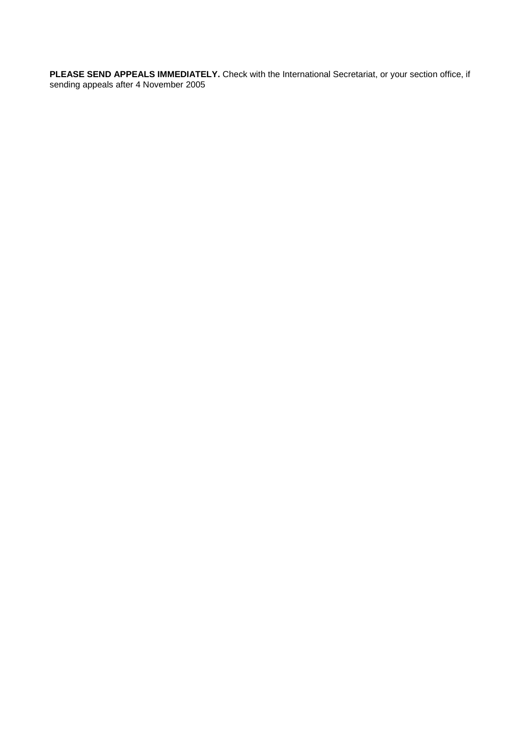**PLEASE SEND APPEALS IMMEDIATELY.** Check with the International Secretariat, or your section office, if sending appeals after 4 November 2005